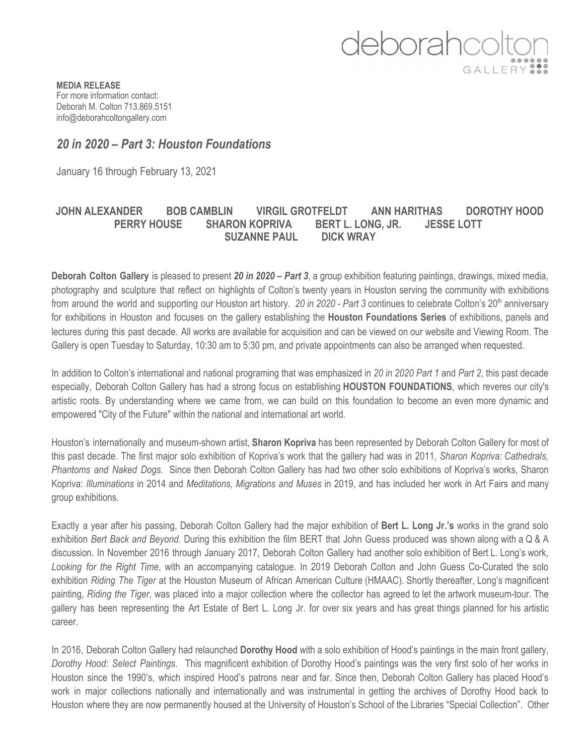deborahcolton GALLERY

**MEDIA RELEASE**
For more information contact:
Deborah M. Colton 713.869.5151
info@deborahcoltongallery.com

## *20 in 2020 – Part 3: Houston Foundations*

January 16 through February 13, 2021

**JOHN ALEXANDER BOB CAMBLIN VIRGIL GROTFELDT ANN HARITHAS DOROTHY HOOD PERRY HOUSE SHARON KOPRIVA BERT L. LONG, JR. JESSE LOTT SUZANNE PAUL DICK WRAY**

**Deborah Colton Gallery** is pleased to present ***20 in 2020 – Part 3***, a group exhibition featuring paintings, drawings, mixed media, photography and sculpture that reflect on highlights of Colton's twenty years in Houston serving the community with exhibitions from around the world and supporting our Houston art history. *20 in 2020 - Part 3* continues to celebrate Colton's 20th anniversary for exhibitions in Houston and focuses on the gallery establishing the **Houston Foundations Series** of exhibitions, panels and lectures during this past decade. All works are available for acquisition and can be viewed on our website and Viewing Room. The Gallery is open Tuesday to Saturday, 10:30 am to 5:30 pm, and private appointments can also be arranged when requested.

In addition to Colton's international and national programing that was emphasized in *20 in 2020 Part 1* and *Part 2*, this past decade especially, Deborah Colton Gallery has had a strong focus on establishing **HOUSTON FOUNDATIONS**, which reveres our city's artistic roots. By understanding where we came from, we can build on this foundation to become an even more dynamic and empowered "City of the Future" within the national and international art world.

Houston's internationally and museum-shown artist, **Sharon Kopriva** has been represented by Deborah Colton Gallery for most of this past decade. The first major solo exhibition of Kopriva's work that the gallery had was in 2011, *Sharon Kopriva: Cathedrals, Phantoms and Naked Dogs.* Since then Deborah Colton Gallery has had two other solo exhibitions of Kopriva's works, Sharon Kopriva: *Illuminations* in 2014 and *Meditations, Migrations and Muses* in 2019, and has included her work in Art Fairs and many group exhibitions.

Exactly a year after his passing, Deborah Colton Gallery had the major exhibition of **Bert L. Long Jr.'s** works in the grand solo exhibition *Bert Back and Beyond*. During this exhibition the film BERT that John Guess produced was shown along with a Q & A discussion. In November 2016 through January 2017, Deborah Colton Gallery had another solo exhibition of Bert L. Long's work, *Looking for the Right Time*, with an accompanying catalogue. In 2019 Deborah Colton and John Guess Co-Curated the solo exhibition *Riding The Tiger* at the Houston Museum of African American Culture (HMAAC). Shortly thereafter, Long's magnificent painting, *Riding the Tiger*, was placed into a major collection where the collector has agreed to let the artwork museum-tour. The gallery has been representing the Art Estate of Bert L. Long Jr. for over six years and has great things planned for his artistic career.

In 2016, Deborah Colton Gallery had relaunched **Dorothy Hood** with a solo exhibition of Hood's paintings in the main front gallery, *Dorothy Hood: Select Paintings*. This magnificent exhibition of Dorothy Hood's paintings was the very first solo of her works in Houston since the 1990's, which inspired Hood's patrons near and far. Since then, Deborah Colton Gallery has placed Hood's work in major collections nationally and internationally and was instrumental in getting the archives of Dorothy Hood back to Houston where they are now permanently housed at the University of Houston's School of the Libraries "Special Collection". Other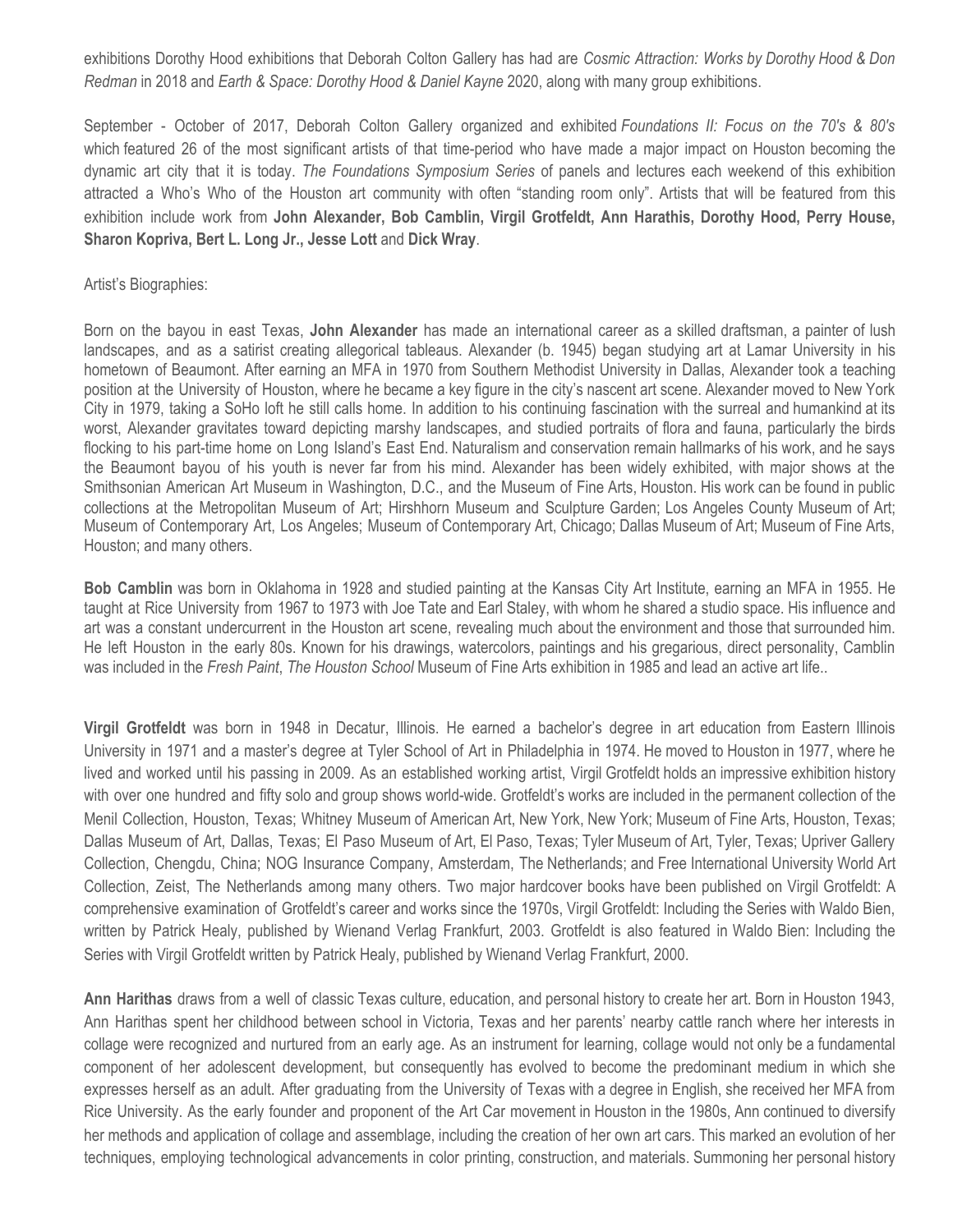exhibitions Dorothy Hood exhibitions that Deborah Colton Gallery has had are *Cosmic Attraction: Works by Dorothy Hood & Don Redman* in 2018 and *Earth & Space: Dorothy Hood & Daniel Kayne* 2020, along with many group exhibitions.

September - October of 2017, Deborah Colton Gallery organized and exhibited *Foundations II: Focus on the 70's & 80's* which featured 26 of the most significant artists of that time-period who have made a major impact on Houston becoming the dynamic art city that it is today. *The Foundations Symposium Series* of panels and lectures each weekend of this exhibition attracted a Who's Who of the Houston art community with often "standing room only". Artists that will be featured from this exhibition include work from **John Alexander, Bob Camblin, Virgil Grotfeldt, Ann Harathis, Dorothy Hood, Perry House, Sharon Kopriva, Bert L. Long Jr., Jesse Lott** and **Dick Wray**.

Artist's Biographies:

Born on the bayou in east Texas, **John Alexander** has made an international career as a skilled draftsman, a painter of lush landscapes, and as a satirist creating allegorical tableaus. Alexander (b. 1945) began studying art at Lamar University in his hometown of Beaumont. After earning an MFA in 1970 from Southern Methodist University in Dallas, Alexander took a teaching position at the University of Houston, where he became a key figure in the city's nascent art scene. Alexander moved to New York City in 1979, taking a SoHo loft he still calls home. In addition to his continuing fascination with the surreal and humankind at its worst, Alexander gravitates toward depicting marshy landscapes, and studied portraits of flora and fauna, particularly the birds flocking to his part-time home on Long Island's East End. Naturalism and conservation remain hallmarks of his work, and he says the Beaumont bayou of his youth is never far from his mind. Alexander has been widely exhibited, with major shows at the Smithsonian American Art Museum in Washington, D.C., and the Museum of Fine Arts, Houston. His work can be found in public collections at the Metropolitan Museum of Art; Hirshhorn Museum and Sculpture Garden; Los Angeles County Museum of Art; Museum of Contemporary Art, Los Angeles; Museum of Contemporary Art, Chicago; Dallas Museum of Art; Museum of Fine Arts, Houston; and many others.

**Bob Camblin** was born in Oklahoma in 1928 and studied painting at the Kansas City Art Institute, earning an MFA in 1955. He taught at Rice University from 1967 to 1973 with Joe Tate and Earl Staley, with whom he shared a studio space. His influence and art was a constant undercurrent in the Houston art scene, revealing much about the environment and those that surrounded him. He left Houston in the early 80s. Known for his drawings, watercolors, paintings and his gregarious, direct personality, Camblin was included in the *Fresh Paint*, *The Houston School* Museum of Fine Arts exhibition in 1985 and lead an active art life..

**Virgil Grotfeldt** was born in 1948 in Decatur, Illinois. He earned a bachelor's degree in art education from Eastern Illinois University in 1971 and a master's degree at Tyler School of Art in Philadelphia in 1974. He moved to Houston in 1977, where he lived and worked until his passing in 2009. As an established working artist, Virgil Grotfeldt holds an impressive exhibition history with over one hundred and fifty solo and group shows world-wide. Grotfeldt's works are included in the permanent collection of the Menil Collection, Houston, Texas; Whitney Museum of American Art, New York, New York; Museum of Fine Arts, Houston, Texas; Dallas Museum of Art, Dallas, Texas; El Paso Museum of Art, El Paso, Texas; Tyler Museum of Art, Tyler, Texas; Upriver Gallery Collection, Chengdu, China; NOG Insurance Company, Amsterdam, The Netherlands; and Free International University World Art Collection, Zeist, The Netherlands among many others. Two major hardcover books have been published on Virgil Grotfeldt: A comprehensive examination of Grotfeldt's career and works since the 1970s, Virgil Grotfeldt: Including the Series with Waldo Bien, written by Patrick Healy, published by Wienand Verlag Frankfurt, 2003. Grotfeldt is also featured in Waldo Bien: Including the Series with Virgil Grotfeldt written by Patrick Healy, published by Wienand Verlag Frankfurt, 2000.

**Ann Harithas** draws from a well of classic Texas culture, education, and personal history to create her art. Born in Houston 1943, Ann Harithas spent her childhood between school in Victoria, Texas and her parents' nearby cattle ranch where her interests in collage were recognized and nurtured from an early age. As an instrument for learning, collage would not only be a fundamental component of her adolescent development, but consequently has evolved to become the predominant medium in which she expresses herself as an adult. After graduating from the University of Texas with a degree in English, she received her MFA from Rice University. As the early founder and proponent of the Art Car movement in Houston in the 1980s, Ann continued to diversify her methods and application of collage and assemblage, including the creation of her own art cars. This marked an evolution of her techniques, employing technological advancements in color printing, construction, and materials. Summoning her personal history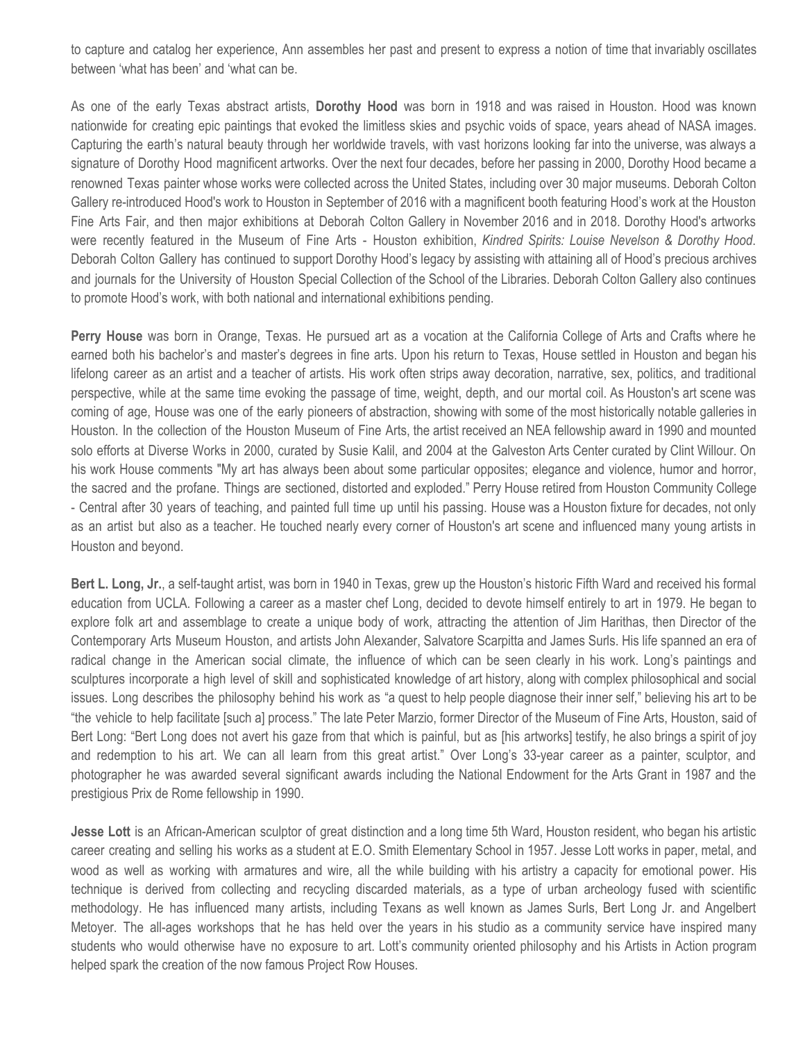to capture and catalog her experience, Ann assembles her past and present to express a notion of time that invariably oscillates between 'what has been' and 'what can be.

As one of the early Texas abstract artists, **Dorothy Hood** was born in 1918 and was raised in Houston. Hood was known nationwide for creating epic paintings that evoked the limitless skies and psychic voids of space, years ahead of NASA images. Capturing the earth's natural beauty through her worldwide travels, with vast horizons looking far into the universe, was always a signature of Dorothy Hood magnificent artworks. Over the next four decades, before her passing in 2000, Dorothy Hood became a renowned Texas painter whose works were collected across the United States, including over 30 major museums. Deborah Colton Gallery re-introduced Hood's work to Houston in September of 2016 with a magnificent booth featuring Hood's work at the Houston Fine Arts Fair, and then major exhibitions at Deborah Colton Gallery in November 2016 and in 2018. Dorothy Hood's artworks were recently featured in the Museum of Fine Arts - Houston exhibition, *Kindred Spirits: Louise Nevelson & Dorothy Hood*. Deborah Colton Gallery has continued to support Dorothy Hood's legacy by assisting with attaining all of Hood's precious archives and journals for the University of Houston Special Collection of the School of the Libraries. Deborah Colton Gallery also continues to promote Hood's work, with both national and international exhibitions pending.

**Perry House** was born in Orange, Texas. He pursued art as a vocation at the California College of Arts and Crafts where he earned both his bachelor's and master's degrees in fine arts. Upon his return to Texas, House settled in Houston and began his lifelong career as an artist and a teacher of artists. His work often strips away decoration, narrative, sex, politics, and traditional perspective, while at the same time evoking the passage of time, weight, depth, and our mortal coil. As Houston's art scene was coming of age, House was one of the early pioneers of abstraction, showing with some of the most historically notable galleries in Houston. In the collection of the Houston Museum of Fine Arts, the artist received an NEA fellowship award in 1990 and mounted solo efforts at Diverse Works in 2000, curated by Susie Kalil, and 2004 at the Galveston Arts Center curated by Clint Willour. On his work House comments "My art has always been about some particular opposites; elegance and violence, humor and horror, the sacred and the profane. Things are sectioned, distorted and exploded." Perry House retired from Houston Community College - Central after 30 years of teaching, and painted full time up until his passing. House was a Houston fixture for decades, not only as an artist but also as a teacher. He touched nearly every corner of Houston's art scene and influenced many young artists in Houston and beyond.

**Bert L. Long, Jr.**, a self-taught artist, was born in 1940 in Texas, grew up the Houston's historic Fifth Ward and received his formal education from UCLA. Following a career as a master chef Long, decided to devote himself entirely to art in 1979. He began to explore folk art and assemblage to create a unique body of work, attracting the attention of Jim Harithas, then Director of the Contemporary Arts Museum Houston, and artists John Alexander, Salvatore Scarpitta and James Surls. His life spanned an era of radical change in the American social climate, the influence of which can be seen clearly in his work. Long's paintings and sculptures incorporate a high level of skill and sophisticated knowledge of art history, along with complex philosophical and social issues. Long describes the philosophy behind his work as "a quest to help people diagnose their inner self," believing his art to be "the vehicle to help facilitate [such a] process." The late Peter Marzio, former Director of the Museum of Fine Arts, Houston, said of Bert Long: "Bert Long does not avert his gaze from that which is painful, but as [his artworks] testify, he also brings a spirit of joy and redemption to his art. We can all learn from this great artist." Over Long's 33-year career as a painter, sculptor, and photographer he was awarded several significant awards including the National Endowment for the Arts Grant in 1987 and the prestigious Prix de Rome fellowship in 1990.

**Jesse Lott** is an African-American sculptor of great distinction and a long time 5th Ward, Houston resident, who began his artistic career creating and selling his works as a student at E.O. Smith Elementary School in 1957. Jesse Lott works in paper, metal, and wood as well as working with armatures and wire, all the while building with his artistry a capacity for emotional power. His technique is derived from collecting and recycling discarded materials, as a type of urban archeology fused with scientific methodology. He has influenced many artists, including Texans as well known as James Surls, Bert Long Jr. and Angelbert Metoyer. The all-ages workshops that he has held over the years in his studio as a community service have inspired many students who would otherwise have no exposure to art. Lott's community oriented philosophy and his Artists in Action program helped spark the creation of the now famous Project Row Houses.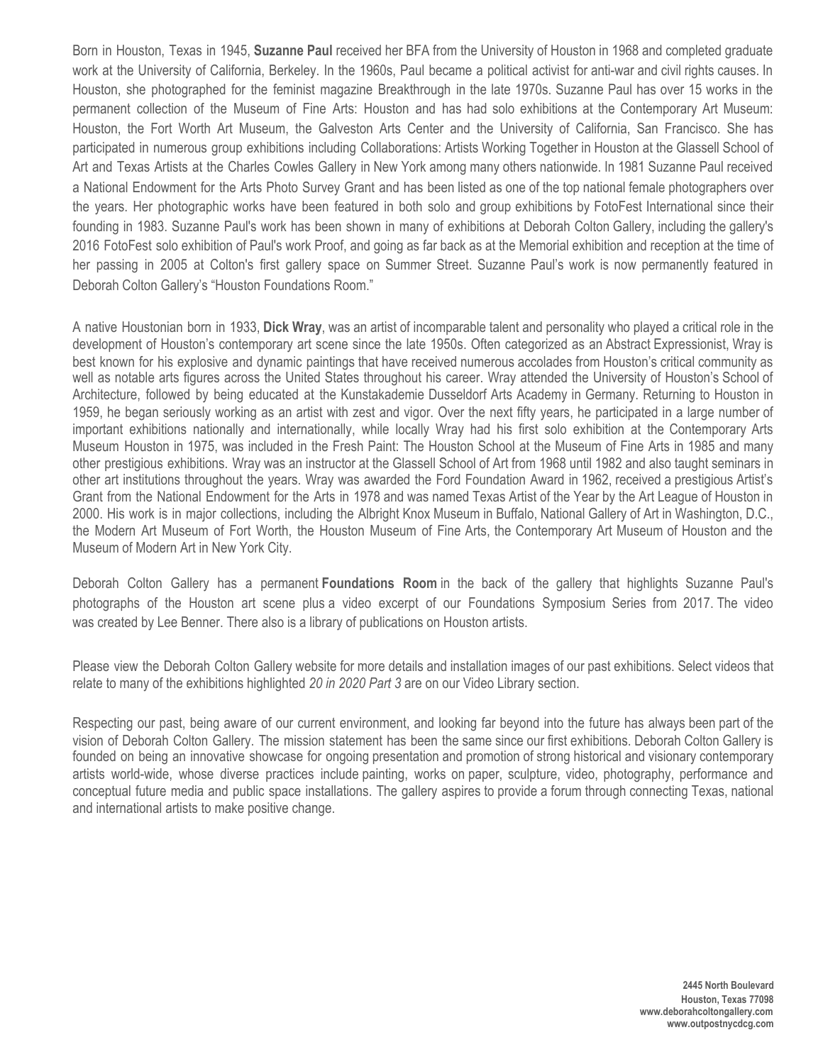Born in Houston, Texas in 1945, **Suzanne Paul** received her BFA from the University of Houston in 1968 and completed graduate work at the University of California, Berkeley. In the 1960s, Paul became a political activist for anti-war and civil rights causes. In Houston, she photographed for the feminist magazine Breakthrough in the late 1970s. Suzanne Paul has over 15 works in the permanent collection of the Museum of Fine Arts: Houston and has had solo exhibitions at the Contemporary Art Museum: Houston, the Fort Worth Art Museum, the Galveston Arts Center and the University of California, San Francisco. She has participated in numerous group exhibitions including Collaborations: Artists Working Together in Houston at the Glassell School of Art and Texas Artists at the Charles Cowles Gallery in New York among many others nationwide. In 1981 Suzanne Paul received a National Endowment for the Arts Photo Survey Grant and has been listed as one of the top national female photographers over the years. Her photographic works have been featured in both solo and group exhibitions by FotoFest International since their founding in 1983. Suzanne Paul's work has been shown in many of exhibitions at Deborah Colton Gallery, including the gallery's 2016 FotoFest solo exhibition of Paul's work Proof, and going as far back as at the Memorial exhibition and reception at the time of her passing in 2005 at Colton's first gallery space on Summer Street. Suzanne Paul's work is now permanently featured in Deborah Colton Gallery's "Houston Foundations Room."

A native Houstonian born in 1933, **Dick Wray**, was an artist of incomparable talent and personality who played a critical role in the development of Houston's contemporary art scene since the late 1950s. Often categorized as an Abstract Expressionist, Wray is best known for his explosive and dynamic paintings that have received numerous accolades from Houston's critical community as well as notable arts figures across the United States throughout his career. Wray attended the University of Houston's School of Architecture, followed by being educated at the Kunstakademie Dusseldorf Arts Academy in Germany. Returning to Houston in 1959, he began seriously working as an artist with zest and vigor. Over the next fifty years, he participated in a large number of important exhibitions nationally and internationally, while locally Wray had his first solo exhibition at the Contemporary Arts Museum Houston in 1975, was included in the Fresh Paint: The Houston School at the Museum of Fine Arts in 1985 and many other prestigious exhibitions. Wray was an instructor at the Glassell School of Art from 1968 until 1982 and also taught seminars in other art institutions throughout the years. Wray was awarded the Ford Foundation Award in 1962, received a prestigious Artist's Grant from the National Endowment for the Arts in 1978 and was named Texas Artist of the Year by the Art League of Houston in 2000. His work is in major collections, including the Albright Knox Museum in Buffalo, National Gallery of Art in Washington, D.C., the Modern Art Museum of Fort Worth, the Houston Museum of Fine Arts, the Contemporary Art Museum of Houston and the Museum of Modern Art in New York City.

Deborah Colton Gallery has a permanent **Foundations Room** in the back of the gallery that highlights Suzanne Paul's photographs of the Houston art scene plus a video excerpt of our Foundations Symposium Series from 2017. The video was created by Lee Benner. There also is a library of publications on Houston artists.

Please view the Deborah Colton Gallery website for more details and installation images of our past exhibitions. Select videos that relate to many of the exhibitions highlighted *20 in 2020 Part 3* are on our Video Library section.

Respecting our past, being aware of our current environment, and looking far beyond into the future has always been part of the vision of Deborah Colton Gallery. The mission statement has been the same since our first exhibitions. Deborah Colton Gallery is founded on being an innovative showcase for ongoing presentation and promotion of strong historical and visionary contemporary artists world-wide, whose diverse practices include painting, works on paper, sculpture, video, photography, performance and conceptual future media and public space installations. The gallery aspires to provide a forum through connecting Texas, national and international artists to make positive change.

**2445 North Boulevard**
**Houston, Texas 77098**
**www.deborahcoltongallery.com**
**www.outpostnycdcg.com**